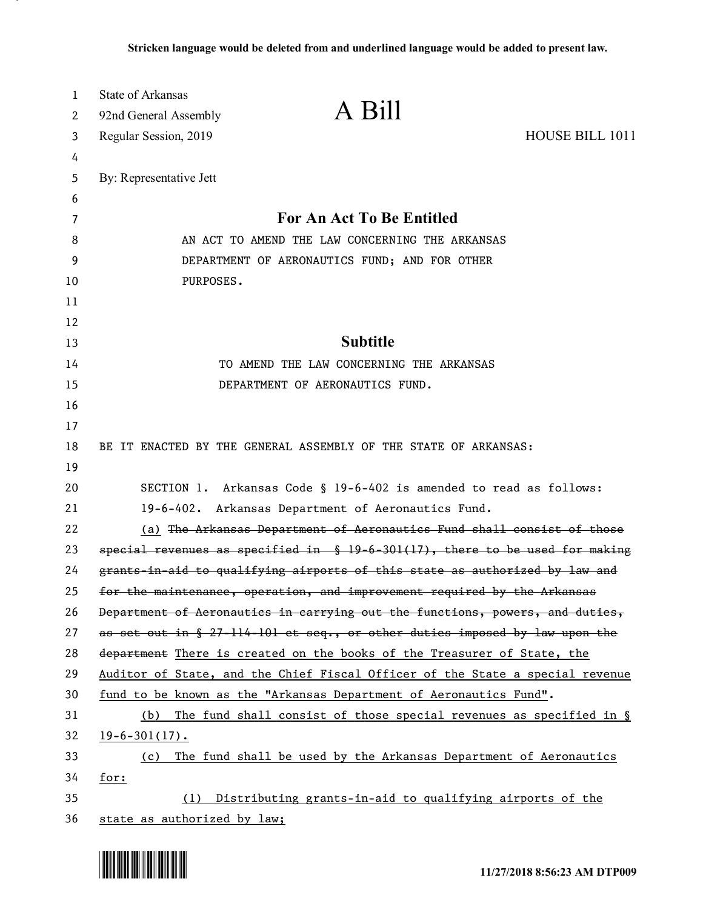Stricken language would be deleted from and underlined language would be added to present law.

State of Arkansas
92nd General Assembly
Regular Session, 2019

# A Bill

HOUSE BILL 1011

By: Representative Jett

## For An Act To Be Entitled

AN ACT TO AMEND THE LAW CONCERNING THE ARKANSAS DEPARTMENT OF AERONAUTICS FUND; AND FOR OTHER PURPOSES.

## Subtitle

TO AMEND THE LAW CONCERNING THE ARKANSAS DEPARTMENT OF AERONAUTICS FUND.

BE IT ENACTED BY THE GENERAL ASSEMBLY OF THE STATE OF ARKANSAS:

SECTION 1. Arkansas Code § 19-6-402 is amended to read as follows:

19-6-402. Arkansas Department of Aeronautics Fund.

<u>(a)</u> ~~The Arkansas Department of Aeronautics Fund shall consist of those special revenues as specified in § 19-6-301(17), there to be used for making grants-in-aid to qualifying airports of this state as authorized by law and for the maintenance, operation, and improvement required by the Arkansas Department of Aeronautics in carrying out the functions, powers, and duties, as set out in § 27-114-101 et seq., or other duties imposed by law upon the department~~ <u>There is created on the books of the Treasurer of State, the Auditor of State, and the Chief Fiscal Officer of the State a special revenue fund to be known as the "Arkansas Department of Aeronautics Fund".</u>

<u>(b) The fund shall consist of those special revenues as specified in § 19-6-301(17).</u>

<u>(c) The fund shall be used by the Arkansas Department of Aeronautics for:</u>

<u>(1) Distributing grants-in-aid to qualifying airports of the state as authorized by law;</u>

11/27/2018 8:56:23 AM DTP009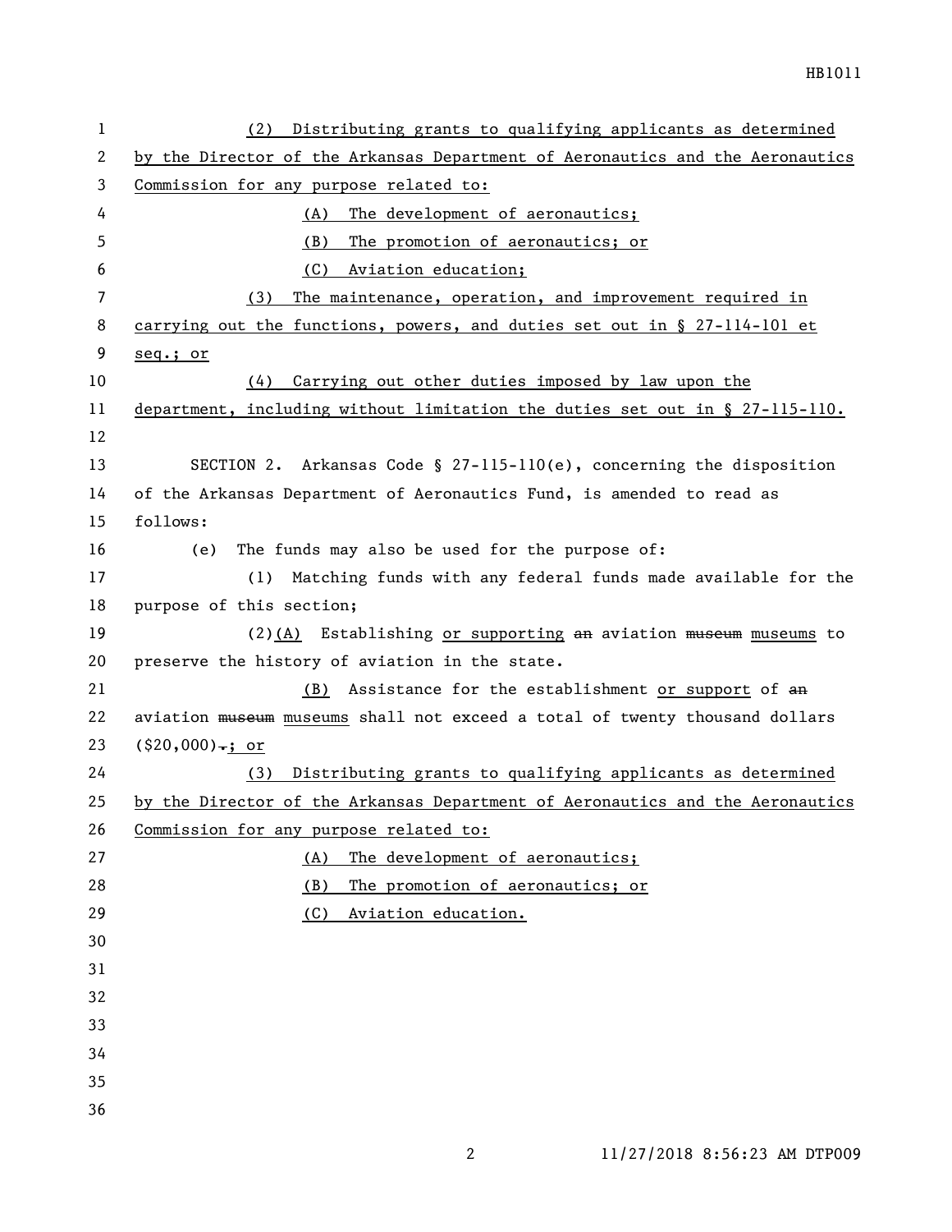(2) Distributing grants to qualifying applicants as determined by the Director of the Arkansas Department of Aeronautics and the Aeronautics Commission for any purpose related to:

(A) The development of aeronautics;

(B) The promotion of aeronautics; or

(C) Aviation education;

(3) The maintenance, operation, and improvement required in carrying out the functions, powers, and duties set out in § 27-114-101 et seq.; or

(4) Carrying out other duties imposed by law upon the department, including without limitation the duties set out in § 27-115-110.

SECTION 2. Arkansas Code § 27-115-110(e), concerning the disposition of the Arkansas Department of Aeronautics Fund, is amended to read as follows:

(e) The funds may also be used for the purpose of:

(1) Matching funds with any federal funds made available for the purpose of this section;

(2)(A) Establishing or supporting ~~an~~ aviation ~~museum~~ museums to preserve the history of aviation in the state.

(B) Assistance for the establishment or support of ~~an~~ aviation ~~museum~~ museums shall not exceed a total of twenty thousand dollars ($20,000)~~.~~; or

(3) Distributing grants to qualifying applicants as determined by the Director of the Arkansas Department of Aeronautics and the Aeronautics Commission for any purpose related to:

(A) The development of aeronautics;

(B) The promotion of aeronautics; or

(C) Aviation education.